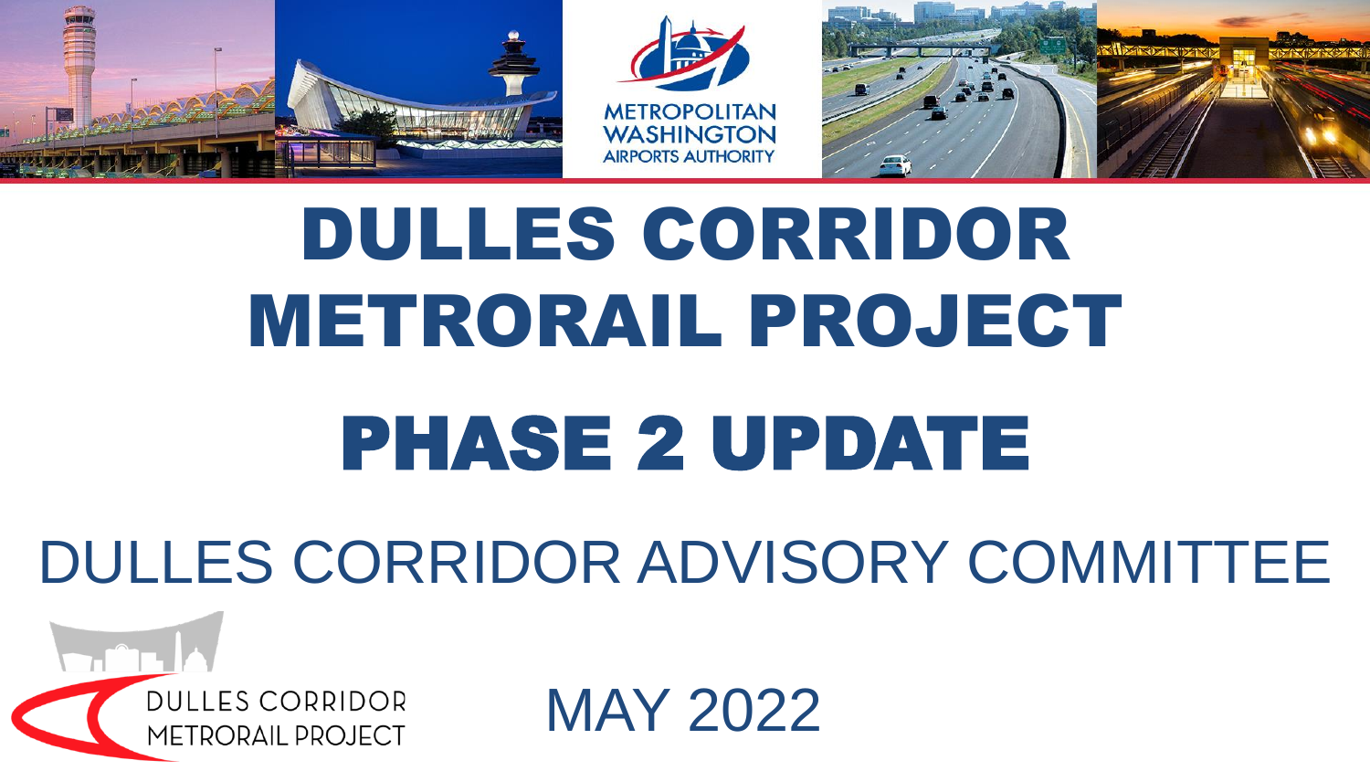METROPOLITAN WASHINGTON AIRPORTS AUTHORITY

# DULLES CORRIDOR METRORAIL PROJECT

# PHASE 2 UPDATE

## DULLES CORRIDOR ADVISORY COMMITTEE

DULLES CORRIDOR METRORAIL PROJECT

MAY 2022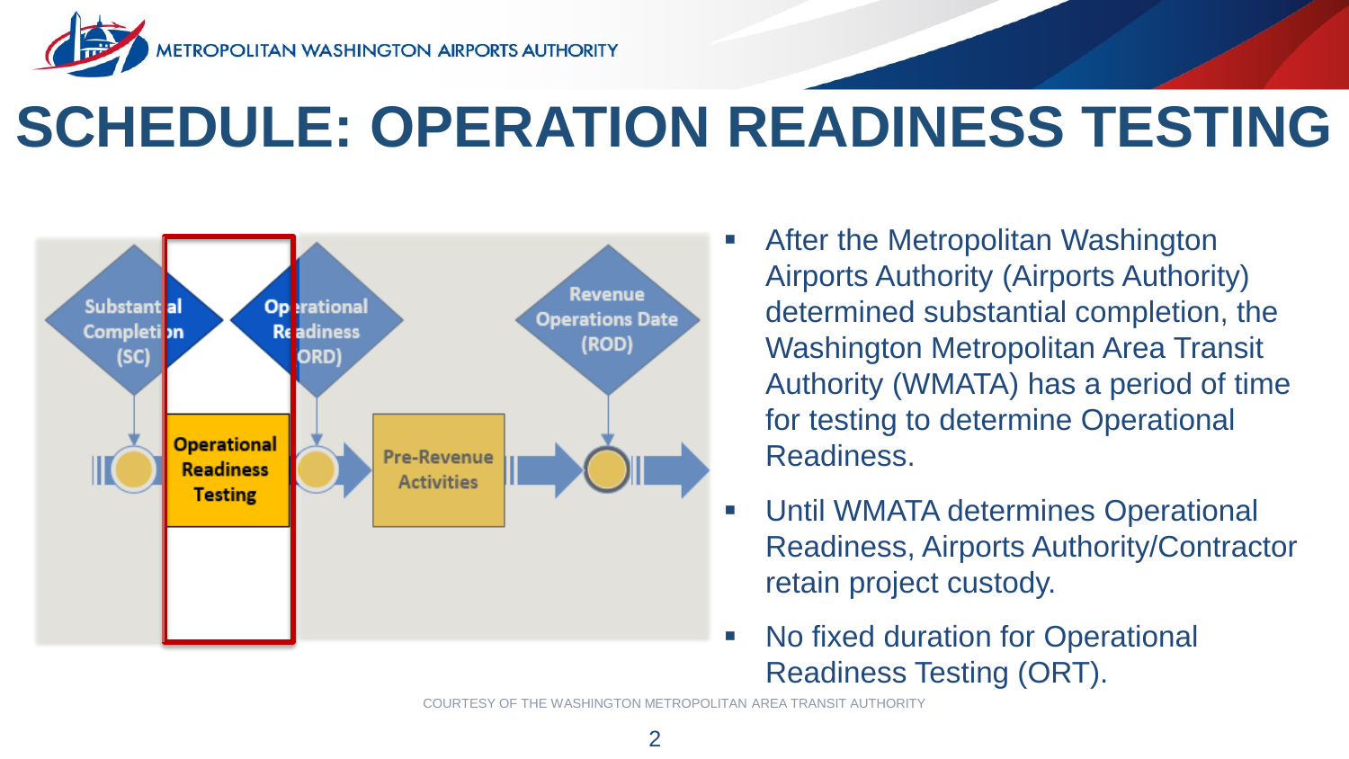# SCHEDULE: OPERATION READINESS TESTING

Substantial Completion (SC)

Operational Readiness (ORD)

Revenue Operations Date (ROD)

Operational Readiness Testing

Pre-Revenue Activities

- After the Metropolitan Washington Airports Authority (Airports Authority) determined substantial completion, the Washington Metropolitan Area Transit Authority (WMATA) has a period of time for testing to determine Operational Readiness.
- Until WMATA determines Operational Readiness, Airports Authority/Contractor retain project custody.
- No fixed duration for Operational Readiness Testing (ORT).

COURTESY OF THE WASHINGTON METROPOLITAN AREA TRANSIT AUTHORITY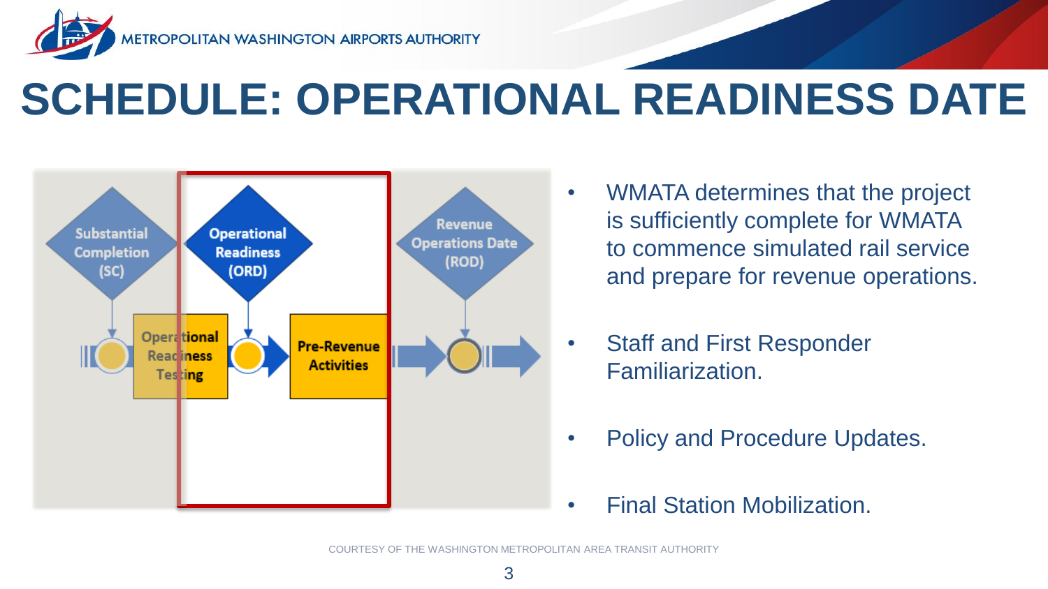# SCHEDULE: OPERATIONAL READINESS DATE

Substantial Completion (SC)

Operational Readiness (ORD)

Revenue Operations Date (ROD)

Operational Readiness Testing

Pre-Revenue Activities

- WMATA determines that the project is sufficiently complete for WMATA to commence simulated rail service and prepare for revenue operations.
- Staff and First Responder Familiarization.
- Policy and Procedure Updates.
- Final Station Mobilization.

COURTESY OF THE WASHINGTON METROPOLITAN AREA TRANSIT AUTHORITY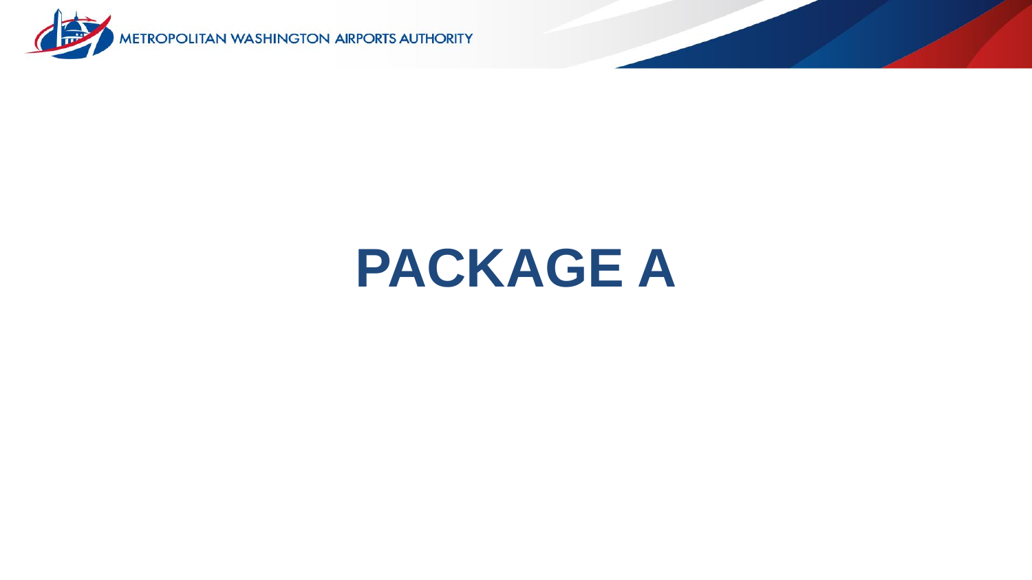# PACKAGE A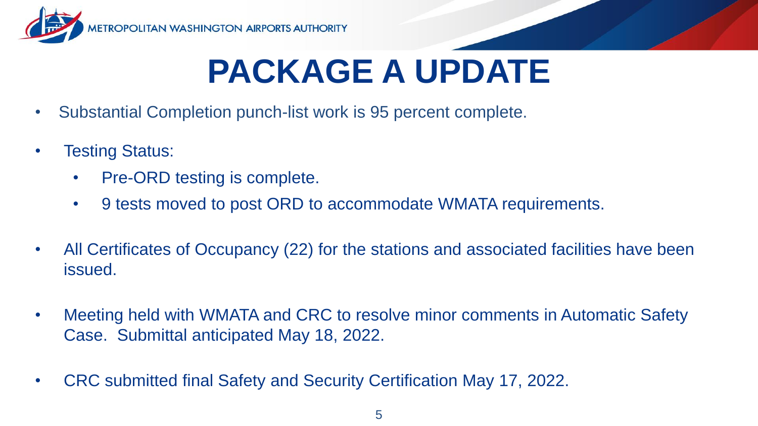# PACKAGE A UPDATE

- Substantial Completion punch-list work is 95 percent complete.
- Testing Status:
  - Pre-ORD testing is complete.
  - 9 tests moved to post ORD to accommodate WMATA requirements.
- All Certificates of Occupancy (22) for the stations and associated facilities have been issued.
- Meeting held with WMATA and CRC to resolve minor comments in Automatic Safety Case. Submittal anticipated May 18, 2022.
- CRC submitted final Safety and Security Certification May 17, 2022.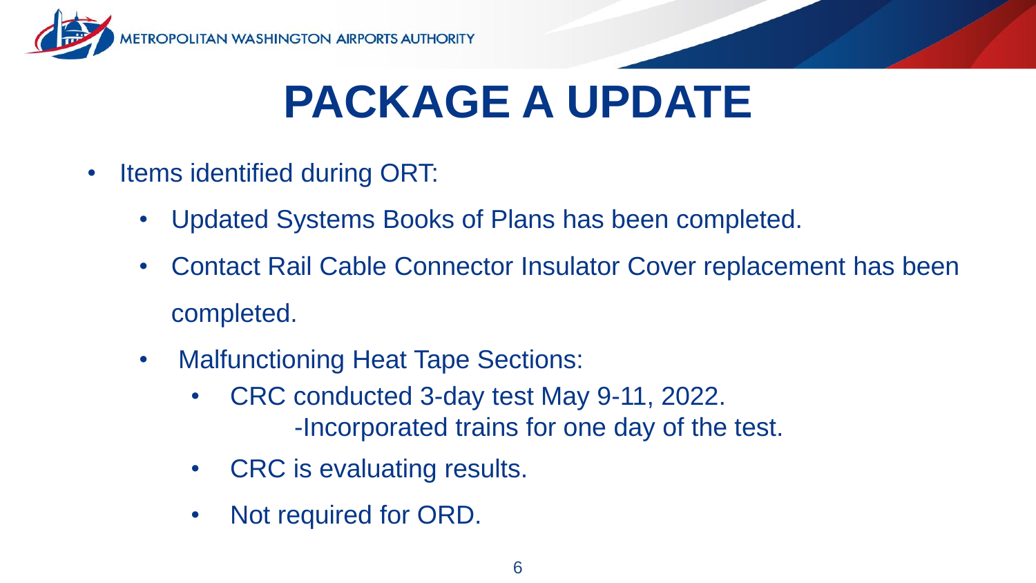# PACKAGE A UPDATE

- Items identified during ORT:
  - Updated Systems Books of Plans has been completed.
  - Contact Rail Cable Connector Insulator Cover replacement has been completed.
  - Malfunctioning Heat Tape Sections:
    - CRC conducted 3-day test May 9-11, 2022.
      -Incorporated trains for one day of the test.
    - CRC is evaluating results.
    - Not required for ORD.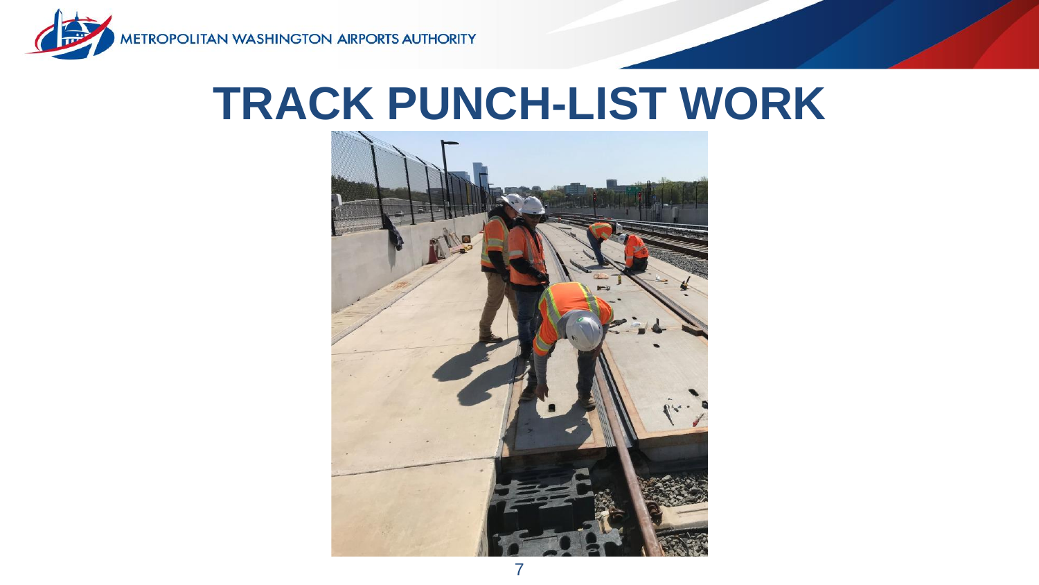# TRACK PUNCH-LIST WORK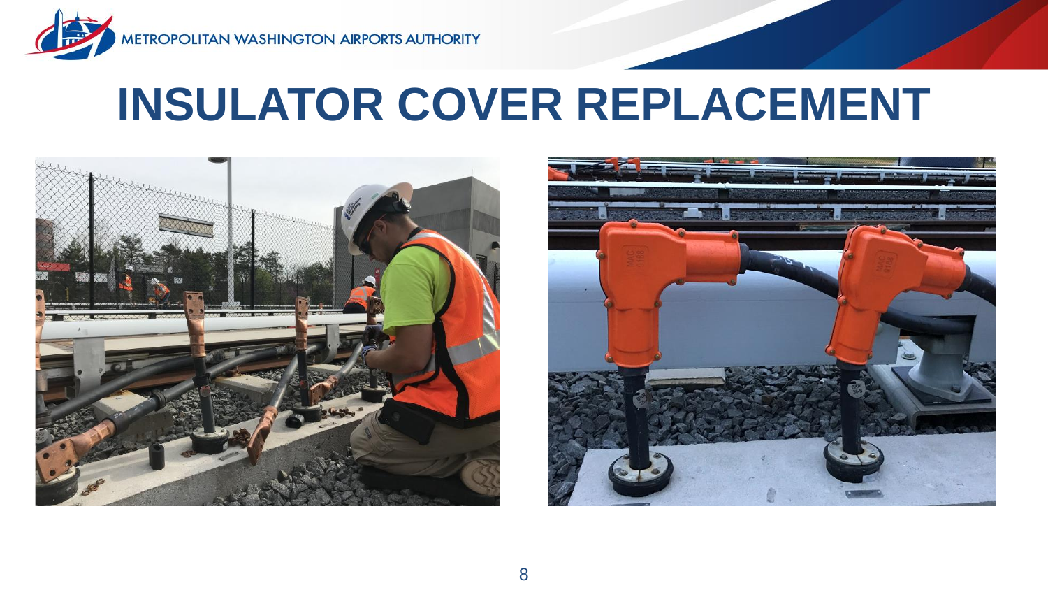# INSULATOR COVER REPLACEMENT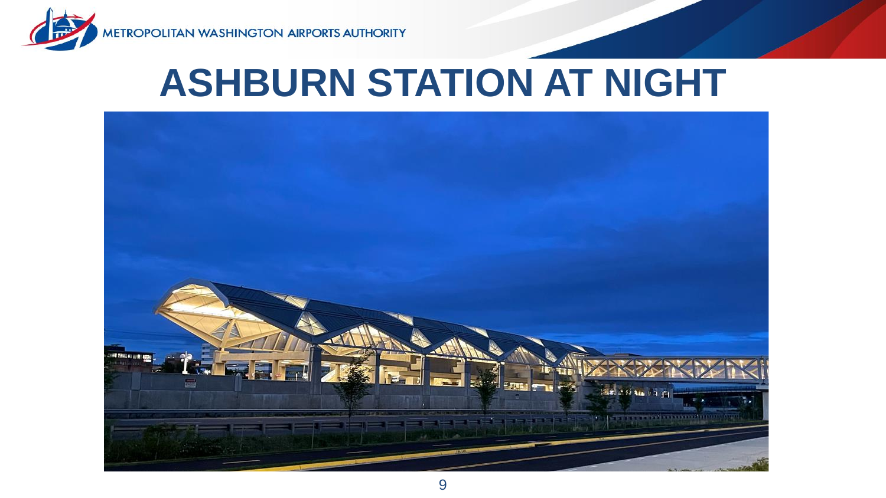# ASHBURN STATION AT NIGHT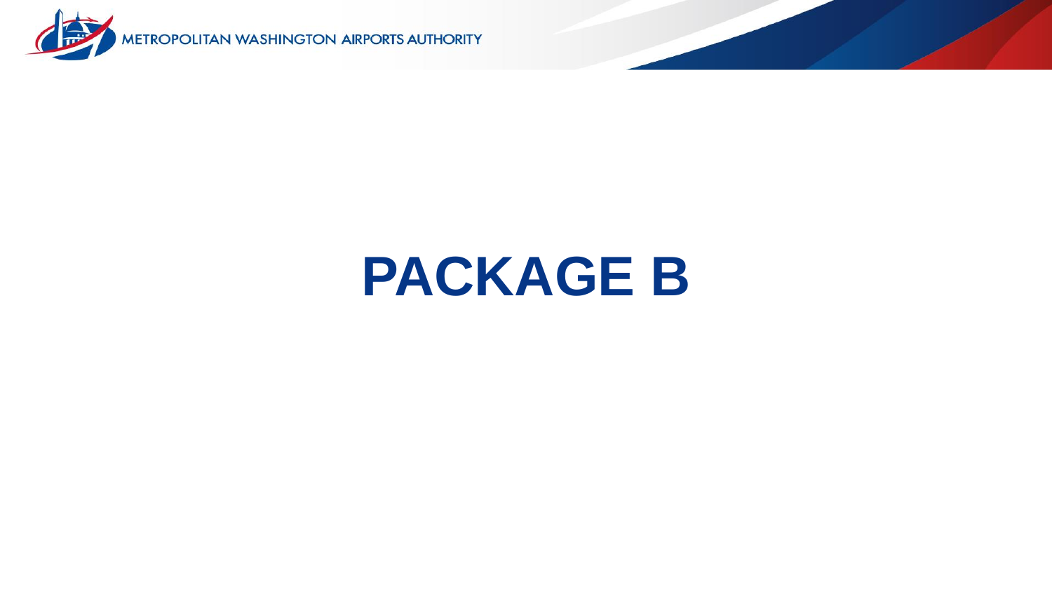# PACKAGE B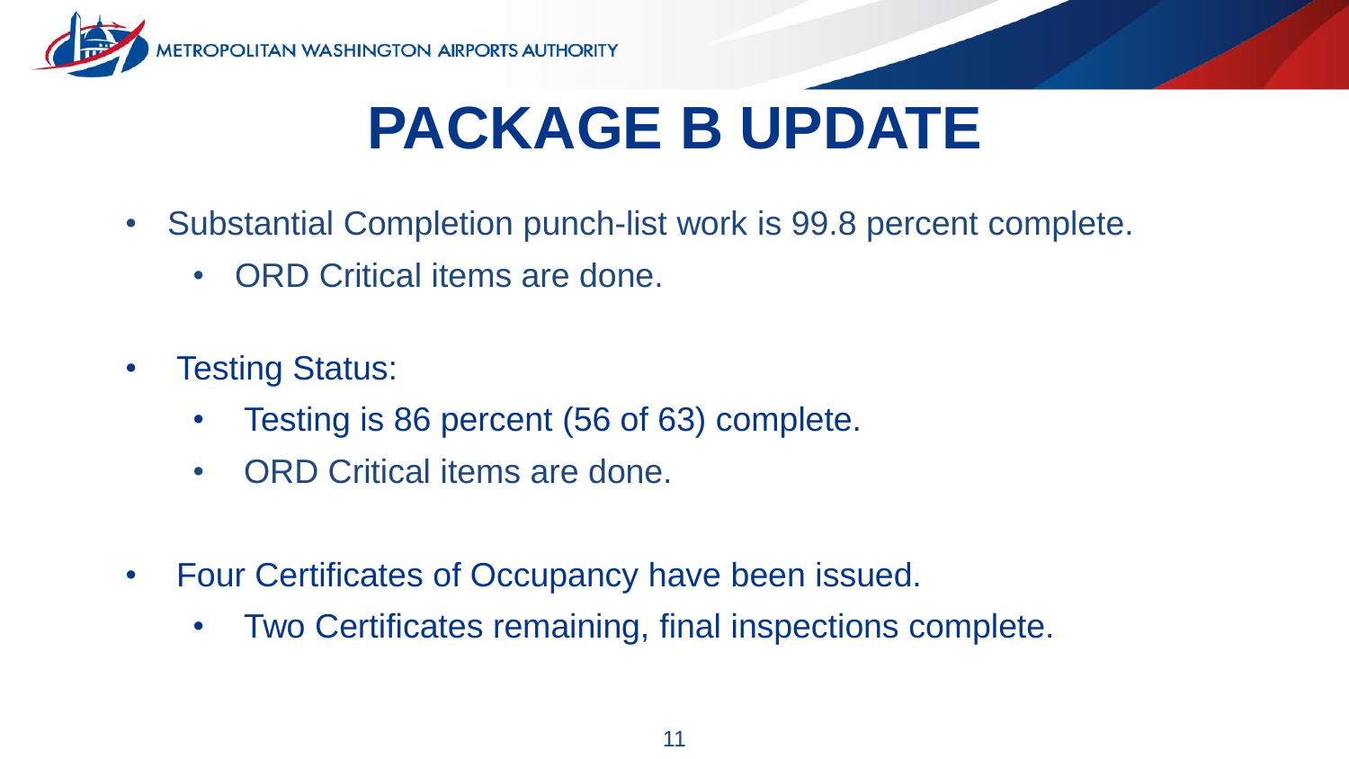# PACKAGE B UPDATE

- Substantial Completion punch-list work is 99.8 percent complete.
  - ORD Critical items are done.
- Testing Status:
  - Testing is 86 percent (56 of 63) complete.
  - ORD Critical items are done.
- Four Certificates of Occupancy have been issued.
  - Two Certificates remaining, final inspections complete.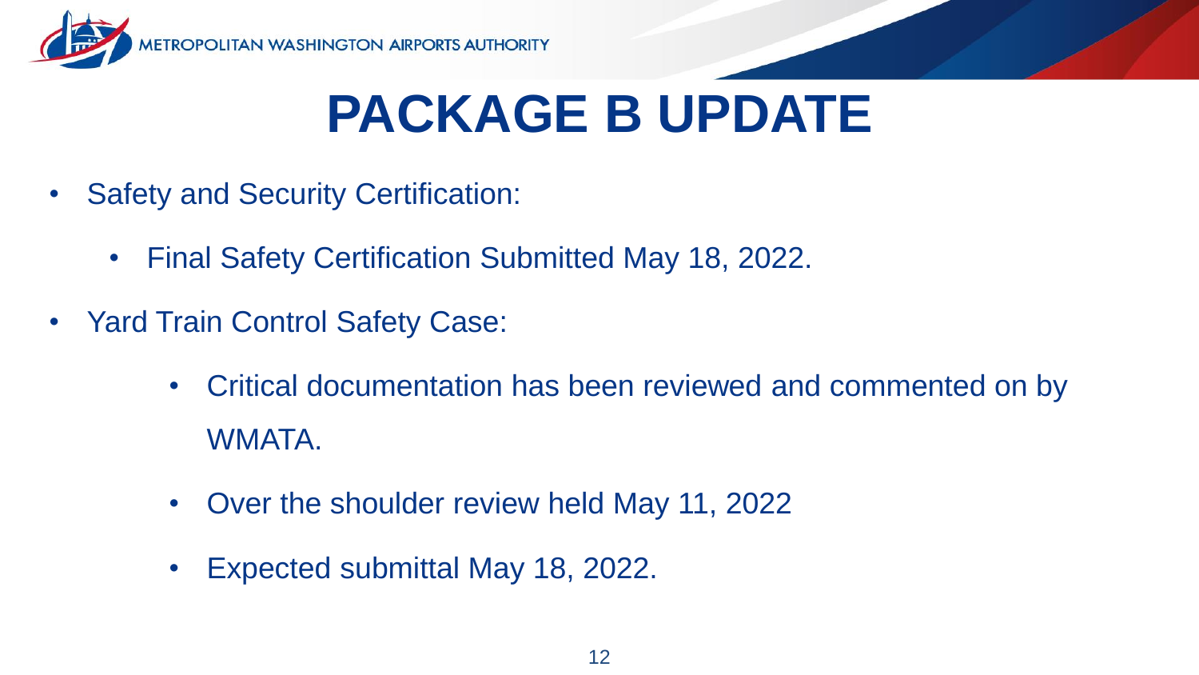# PACKAGE B UPDATE

- Safety and Security Certification:
  - Final Safety Certification Submitted May 18, 2022.
- Yard Train Control Safety Case:
  - Critical documentation has been reviewed and commented on by WMATA.
  - Over the shoulder review held May 11, 2022
  - Expected submittal May 18, 2022.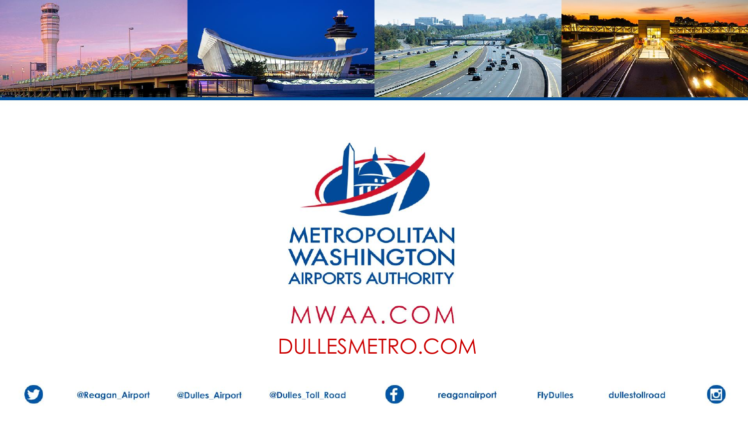METROPOLITAN WASHINGTON AIRPORTS AUTHORITY

MWAA.COM

DULLESMETRO.COM

@Reagan_Airport @Dulles_Airport @Dulles_Toll_Road reaganairport FlyDulles dullestollroad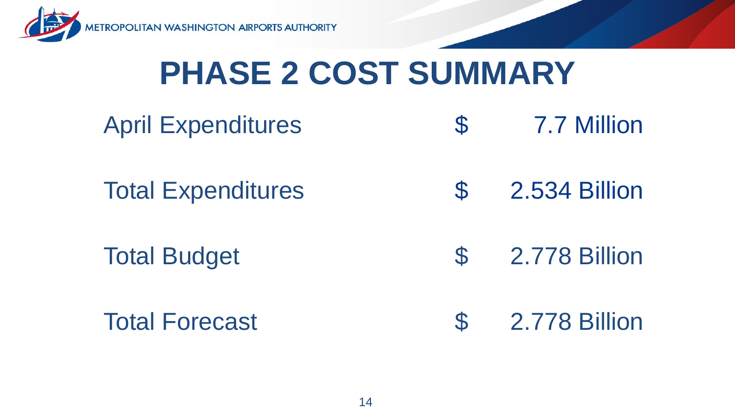# PHASE 2 COST SUMMARY

| | | |
|---|---|---|
| April Expenditures | $ | 7.7 Million |
| Total Expenditures | $ | 2.534 Billion |
| Total Budget | $ | 2.778 Billion |
| Total Forecast | $ | 2.778 Billion |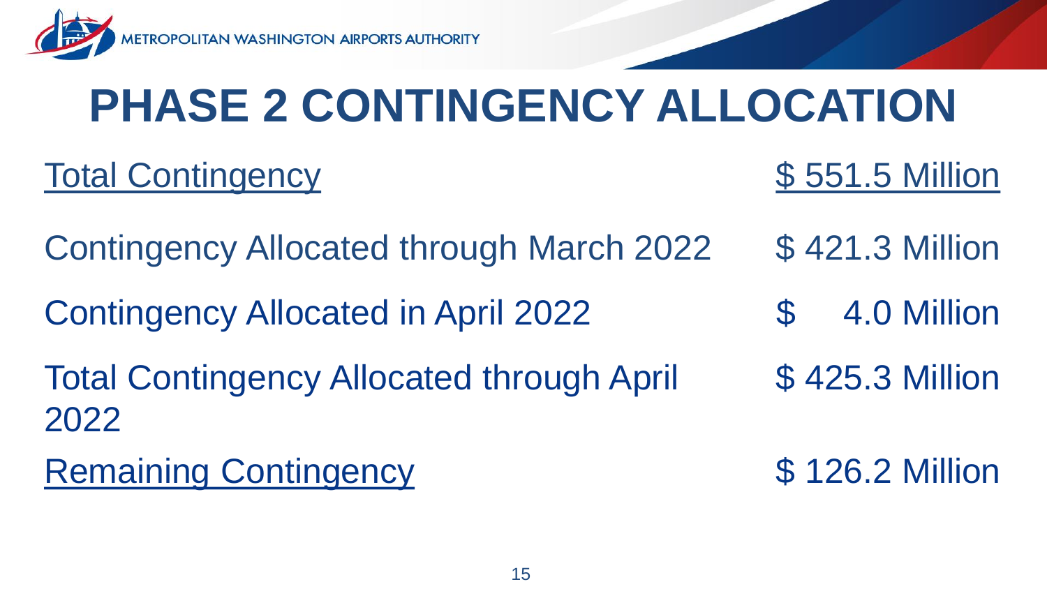# PHASE 2 CONTINGENCY ALLOCATION

| | |
|---|---|
| Total Contingency | $ 551.5 Million |
| Contingency Allocated through March 2022 | $ 421.3 Million |
| Contingency Allocated in April 2022 | $ 4.0 Million |
| Total Contingency Allocated through April 2022 | $ 425.3 Million |
| Remaining Contingency | $ 126.2 Million |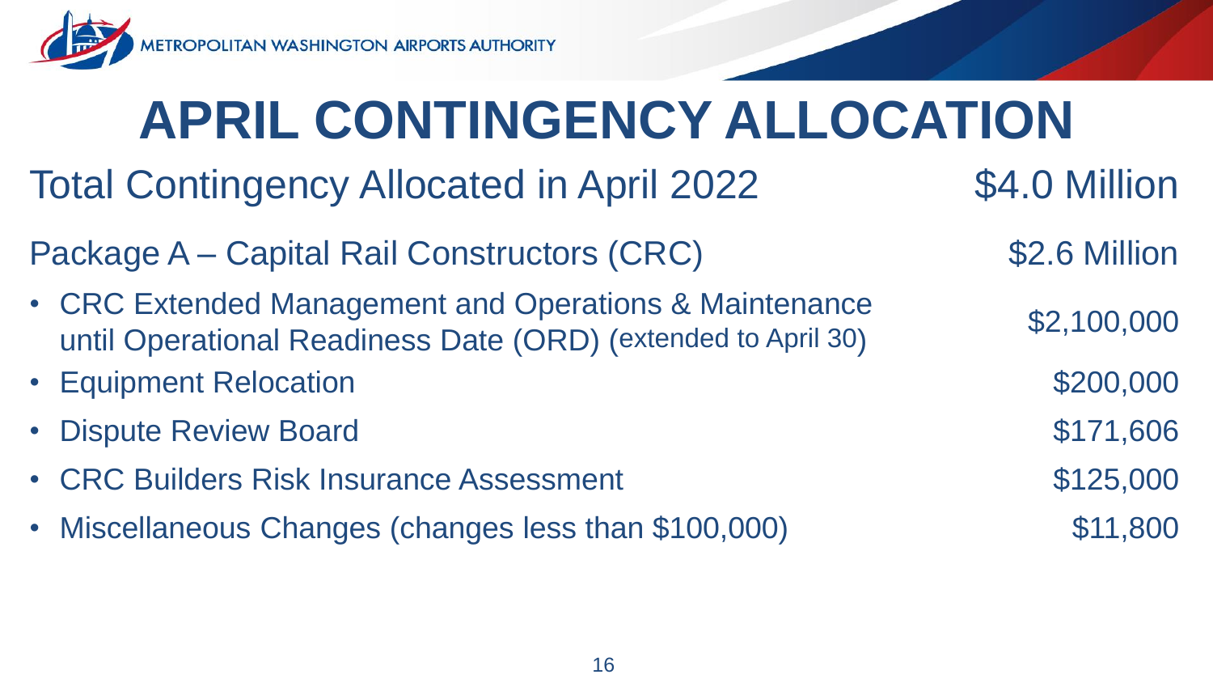# APRIL CONTINGENCY ALLOCATION

| | |
|---|---|
| Total Contingency Allocated in April 2022 | $4.0 Million |
| Package A – Capital Rail Constructors (CRC) | $2.6 Million |
| • CRC Extended Management and Operations & Maintenance until Operational Readiness Date (ORD) (extended to April 30) | $2,100,000 |
| • Equipment Relocation | $200,000 |
| • Dispute Review Board | $171,606 |
| • CRC Builders Risk Insurance Assessment | $125,000 |
| • Miscellaneous Changes (changes less than $100,000) | $11,800 |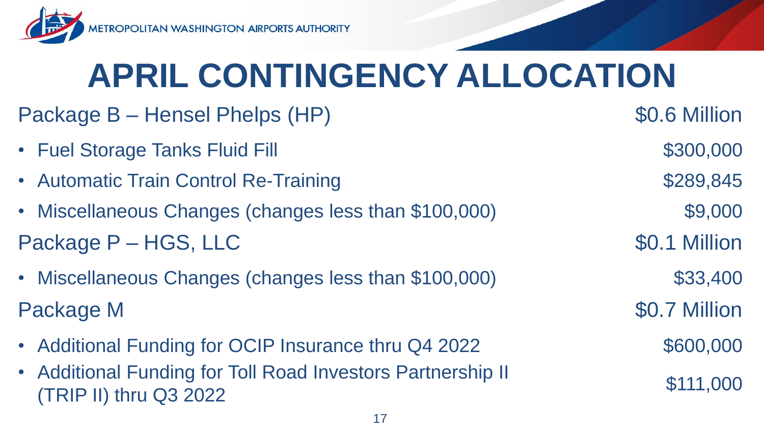# APRIL CONTINGENCY ALLOCATION

| | |
|---|---|
| Package B – Hensel Phelps (HP) | $0.6 Million |
| • Fuel Storage Tanks Fluid Fill | $300,000 |
| • Automatic Train Control Re-Training | $289,845 |
| • Miscellaneous Changes (changes less than $100,000) | $9,000 |
| Package P – HGS, LLC | $0.1 Million |
| • Miscellaneous Changes (changes less than $100,000) | $33,400 |
| Package M | $0.7 Million |
| • Additional Funding for OCIP Insurance thru Q4 2022 | $600,000 |
| • Additional Funding for Toll Road Investors Partnership II (TRIP II) thru Q3 2022 | $111,000 |